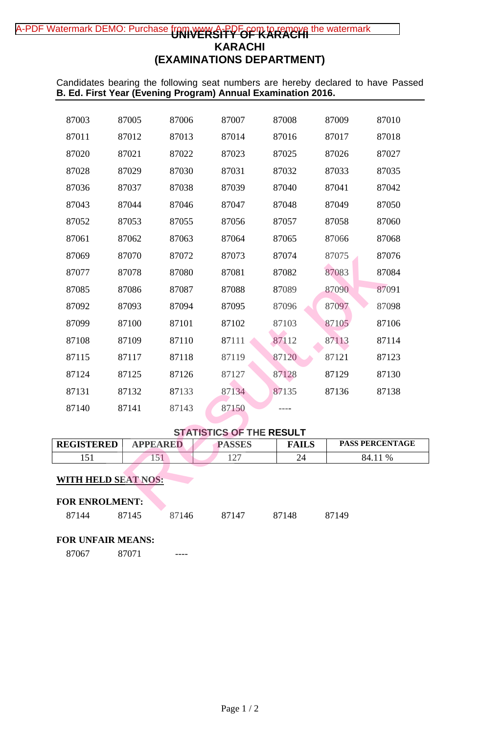# UNIVERSITY OF KARACHI
# KARACHI
## (EXAMINATIONS DEPARTMENT)

Candidates bearing the following seat numbers are hereby declared to have Passed **B. Ed. First Year (Evening Program) Annual Examination 2016.**

| | | | | | | |
|---|---|---|---|---|---|---|
| 87003 | 87005 | 87006 | 87007 | 87008 | 87009 | 87010 |
| 87011 | 87012 | 87013 | 87014 | 87016 | 87017 | 87018 |
| 87020 | 87021 | 87022 | 87023 | 87025 | 87026 | 87027 |
| 87028 | 87029 | 87030 | 87031 | 87032 | 87033 | 87035 |
| 87036 | 87037 | 87038 | 87039 | 87040 | 87041 | 87042 |
| 87043 | 87044 | 87046 | 87047 | 87048 | 87049 | 87050 |
| 87052 | 87053 | 87055 | 87056 | 87057 | 87058 | 87060 |
| 87061 | 87062 | 87063 | 87064 | 87065 | 87066 | 87068 |
| 87069 | 87070 | 87072 | 87073 | 87074 | 87075 | 87076 |
| 87077 | 87078 | 87080 | 87081 | 87082 | 87083 | 87084 |
| 87085 | 87086 | 87087 | 87088 | 87089 | 87090 | 87091 |
| 87092 | 87093 | 87094 | 87095 | 87096 | 87097 | 87098 |
| 87099 | 87100 | 87101 | 87102 | 87103 | 87105 | 87106 |
| 87108 | 87109 | 87110 | 87111 | 87112 | 87113 | 87114 |
| 87115 | 87117 | 87118 | 87119 | 87120 | 87121 | 87123 |
| 87124 | 87125 | 87126 | 87127 | 87128 | 87129 | 87130 |
| 87131 | 87132 | 87133 | 87134 | 87135 | 87136 | 87138 |
| 87140 | 87141 | 87143 | 87150 | ---- | | |

### STATISTICS OF THE RESULT

| REGISTERED | APPEARED | PASSES | FAILS | PASS PERCENTAGE |
|---|---|---|---|---|
| 151 | 151 | 127 | 24 | 84.11 % |

**WITH HELD SEAT NOS:**

**FOR ENROLMENT:**

87144 87145 87146 87147 87148 87149

**FOR UNFAIR MEANS:**

87067 87071 ----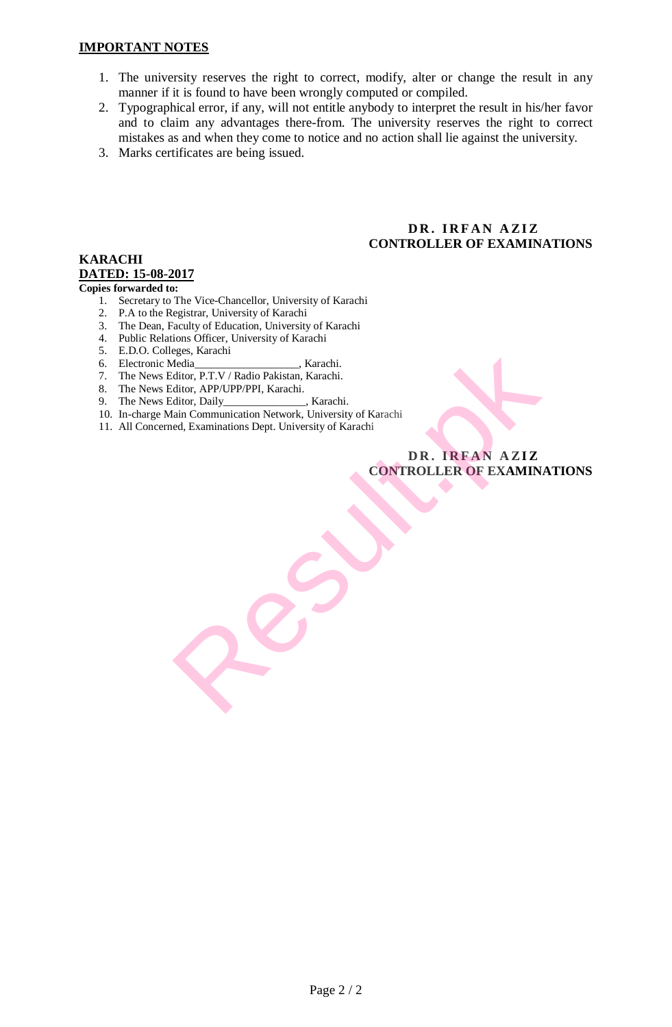**IMPORTANT NOTES**

1. The university reserves the right to correct, modify, alter or change the result in any manner if it is found to have been wrongly computed or compiled.
2. Typographical error, if any, will not entitle anybody to interpret the result in his/her favor and to claim any advantages there-from. The university reserves the right to correct mistakes as and when they come to notice and no action shall lie against the university.
3. Marks certificates are being issued.

**DR. IRFAN AZIZ**
**CONTROLLER OF EXAMINATIONS**

**KARACHI**
**DATED: 15-08-2017**

**Copies forwarded to:**

1. Secretary to The Vice-Chancellor, University of Karachi
2. P.A to the Registrar, University of Karachi
3. The Dean, Faculty of Education, University of Karachi
4. Public Relations Officer, University of Karachi
5. E.D.O. Colleges, Karachi
6. Electronic Media___________________, Karachi.
7. The News Editor, P.T.V / Radio Pakistan, Karachi.
8. The News Editor, APP/UPP/PPI, Karachi.
9. The News Editor, Daily_______________, Karachi.
10. In-charge Main Communication Network, University of Karachi
11. All Concerned, Examinations Dept. University of Karachi

**DR. IRFAN AZIZ**
**CONTROLLER OF EXAMINATIONS**